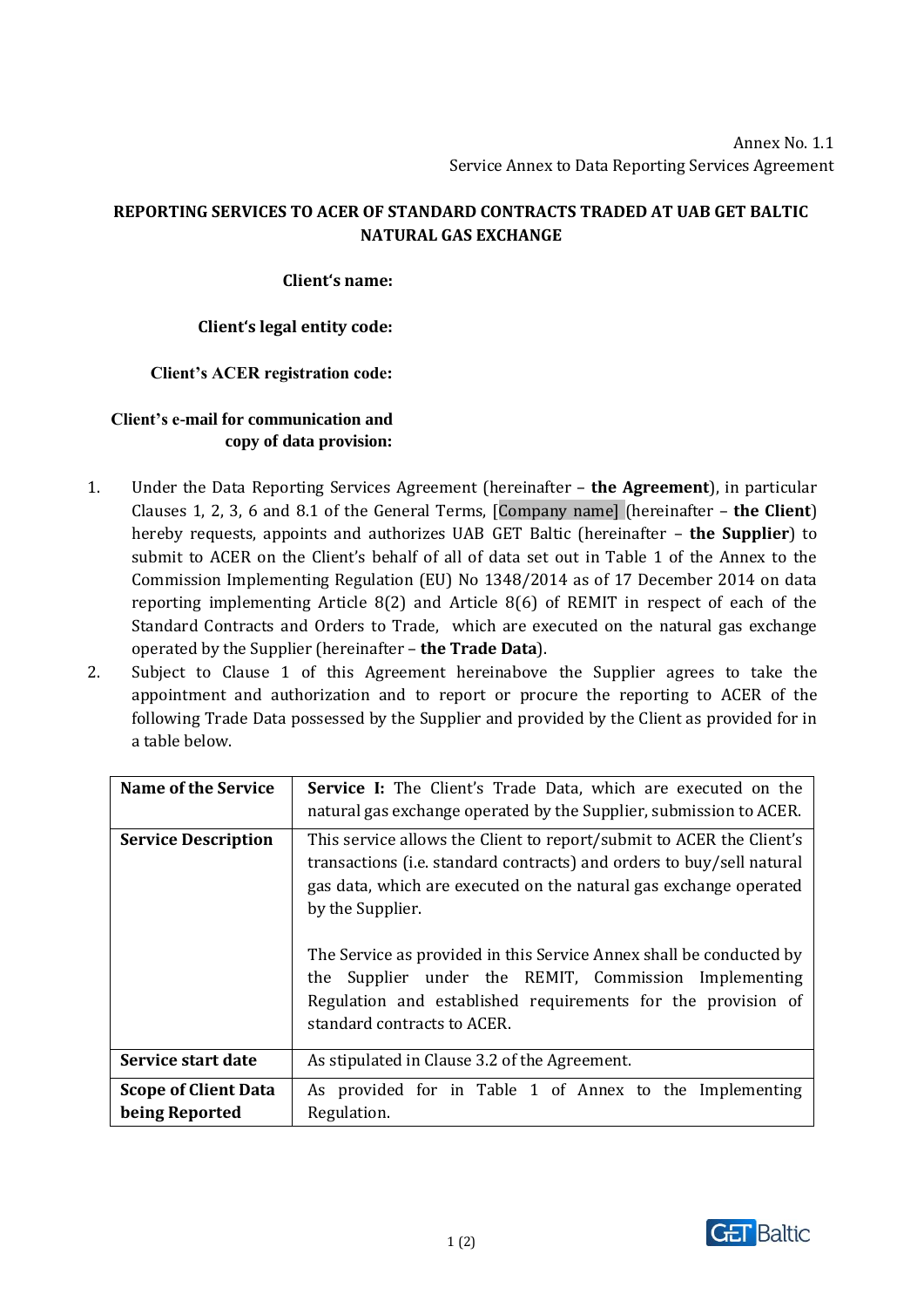Annex No. 1.1
Service Annex to Data Reporting Services Agreement

**REPORTING SERVICES TO ACER OF STANDARD CONTRACTS TRADED AT UAB GET BALTIC NATURAL GAS EXCHANGE**

**Client's name:**

**Client's legal entity code:**

**Client's ACER registration code:**

**Client's e-mail for communication and copy of data provision:**

1. Under the Data Reporting Services Agreement (hereinafter – **the Agreement**), in particular Clauses 1, 2, 3, 6 and 8.1 of the General Terms, [Company name] (hereinafter – **the Client**) hereby requests, appoints and authorizes UAB GET Baltic (hereinafter – **the Supplier**) to submit to ACER on the Client's behalf of all of data set out in Table 1 of the Annex to the Commission Implementing Regulation (EU) No 1348/2014 as of 17 December 2014 on data reporting implementing Article 8(2) and Article 8(6) of REMIT in respect of each of the Standard Contracts and Orders to Trade, which are executed on the natural gas exchange operated by the Supplier (hereinafter – **the Trade Data**).
2. Subject to Clause 1 of this Agreement hereinabove the Supplier agrees to take the appointment and authorization and to report or procure the reporting to ACER of the following Trade Data possessed by the Supplier and provided by the Client as provided for in a table below.

| **Name of the Service** | **Service I:** The Client's Trade Data, which are executed on the natural gas exchange operated by the Supplier, submission to ACER. |
|---|---|
| **Service Description** | This service allows the Client to report/submit to ACER the Client's transactions (i.e. standard contracts) and orders to buy/sell natural gas data, which are executed on the natural gas exchange operated by the Supplier.<br><br>The Service as provided in this Service Annex shall be conducted by the Supplier under the REMIT, Commission Implementing Regulation and established requirements for the provision of standard contracts to ACER. |
| **Service start date** | As stipulated in Clause 3.2 of the Agreement. |
| **Scope of Client Data being Reported** | As provided for in Table 1 of Annex to the Implementing Regulation. |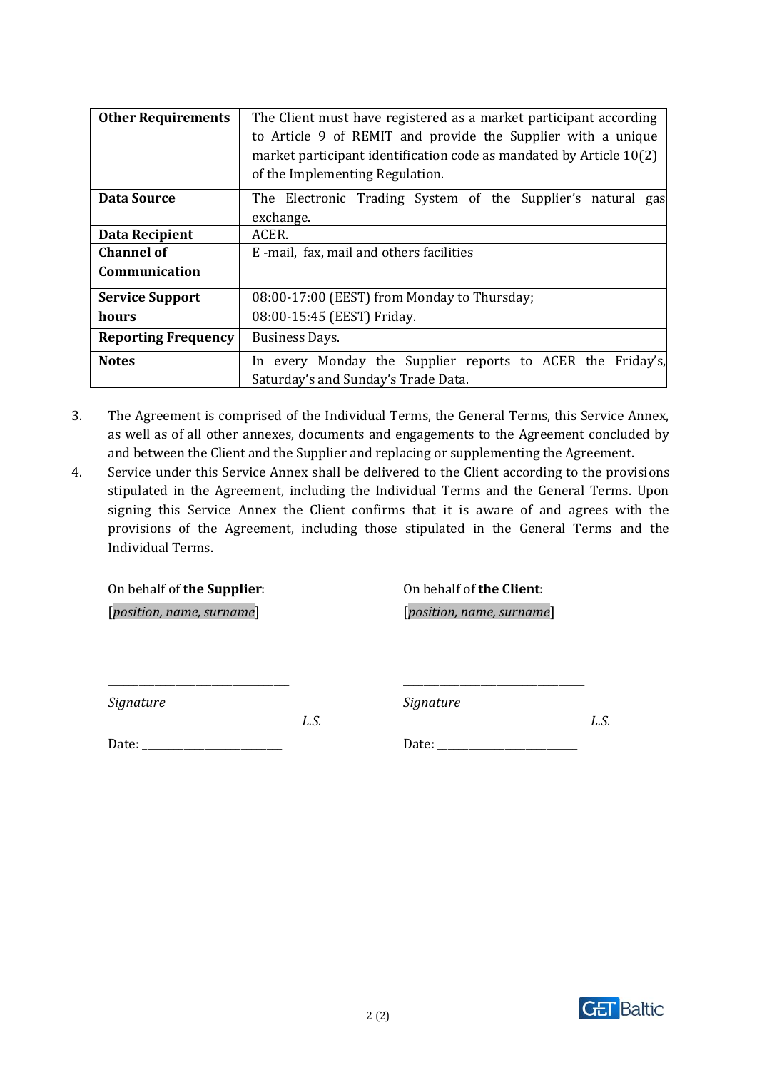| | |
|---|---|
| **Other Requirements** | The Client must have registered as a market participant according to Article 9 of REMIT and provide the Supplier with a unique market participant identification code as mandated by Article 10(2) of the Implementing Regulation. |
| **Data Source** | The Electronic Trading System of the Supplier's natural gas exchange. |
| **Data Recipient** | ACER. |
| **Channel of Communication** | E -mail, fax, mail and others facilities |
| **Service Support hours** | 08:00-17:00 (EEST) from Monday to Thursday;<br>08:00-15:45 (EEST) Friday. |
| **Reporting Frequency** | Business Days. |
| **Notes** | In every Monday the Supplier reports to ACER the Friday's, Saturday's and Sunday's Trade Data. |

3. The Agreement is comprised of the Individual Terms, the General Terms, this Service Annex, as well as of all other annexes, documents and engagements to the Agreement concluded by and between the Client and the Supplier and replacing or supplementing the Agreement.
4. Service under this Service Annex shall be delivered to the Client according to the provisions stipulated in the Agreement, including the Individual Terms and the General Terms. Upon signing this Service Annex the Client confirms that it is aware of and agrees with the provisions of the Agreement, including those stipulated in the General Terms and the Individual Terms.

On behalf of **the Supplier**:
[*position, name, surname*]

_______________________________
*Signature*
*L.S.*

Date: ________________________

On behalf of **the Client**:
[*position, name, surname*]

_______________________________
*Signature*
*L.S.*

Date: ________________________